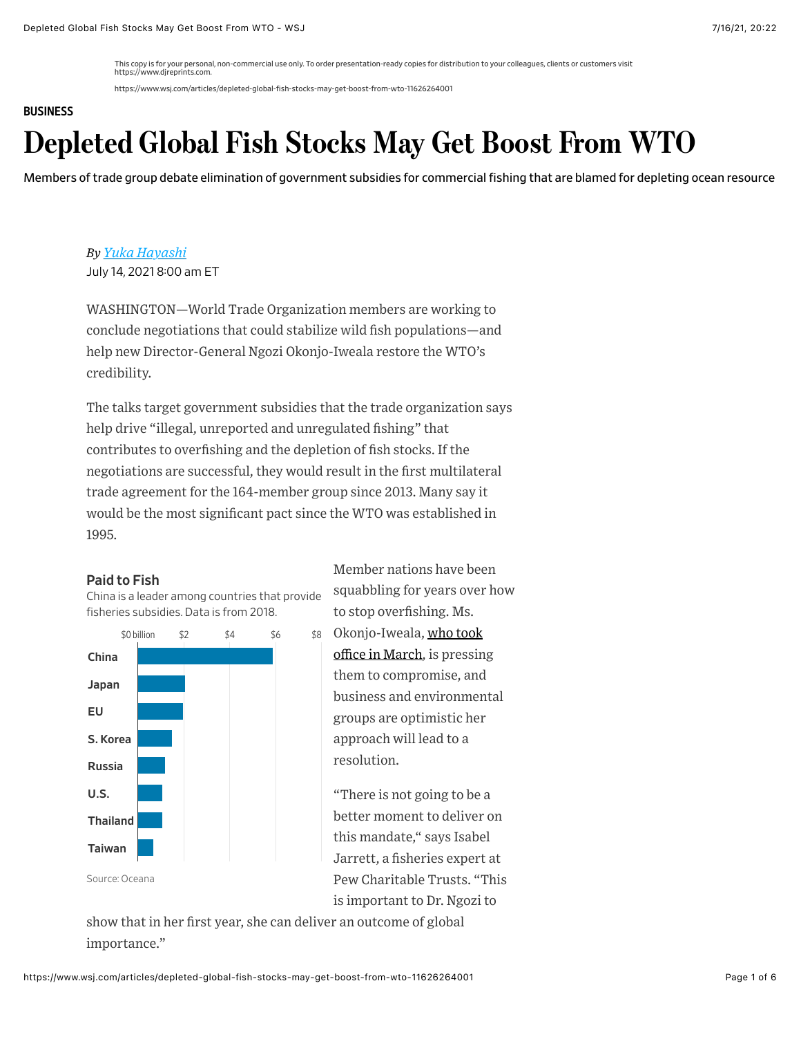This copy is for your personal, non-commercial use only. To order presentation-ready copies for distribution to your colleagues, clients or customers visit https://www.djreprints.com.

https://www.wsj.com/articles/depleted-global-fish-stocks-may-get-boost-from-wto-11626264001

**BUSINESS**

# Depleted Global Fish Stocks May Get Boost From WTO

Members of trade group debate elimination of government subsidies for commercial fishing that are blamed for depleting ocean resource

*By Yuka Hayashi*
July 14, 2021 8:00 am ET

WASHINGTON—World Trade Organization members are working to conclude negotiations that could stabilize wild fish populations—and help new Director-General Ngozi Okonjo-Iweala restore the WTO's credibility.

The talks target government subsidies that the trade organization says help drive "illegal, unreported and unregulated fishing" that contributes to overfishing and the depletion of fish stocks. If the negotiations are successful, they would result in the first multilateral trade agreement for the 164-member group since 2013. Many say it would be the most significant pact since the WTO was established in 1995.

**Paid to Fish**

China is a leader among countries that provide fisheries subsidies. Data is from 2018.

$0 billion | $2 | $4 | $6 | $8

China, Japan, EU, S. Korea, Russia, U.S., Thailand, Taiwan

Source: Oceana

Member nations have been squabbling for years over how to stop overfishing. Ms. Okonjo-Iweala, who took office in March, is pressing them to compromise, and business and environmental groups are optimistic her approach will lead to a resolution.

"There is not going to be a better moment to deliver on this mandate," says Isabel Jarrett, a fisheries expert at Pew Charitable Trusts. "This is important to Dr. Ngozi to show that in her first year, she can deliver an outcome of global importance."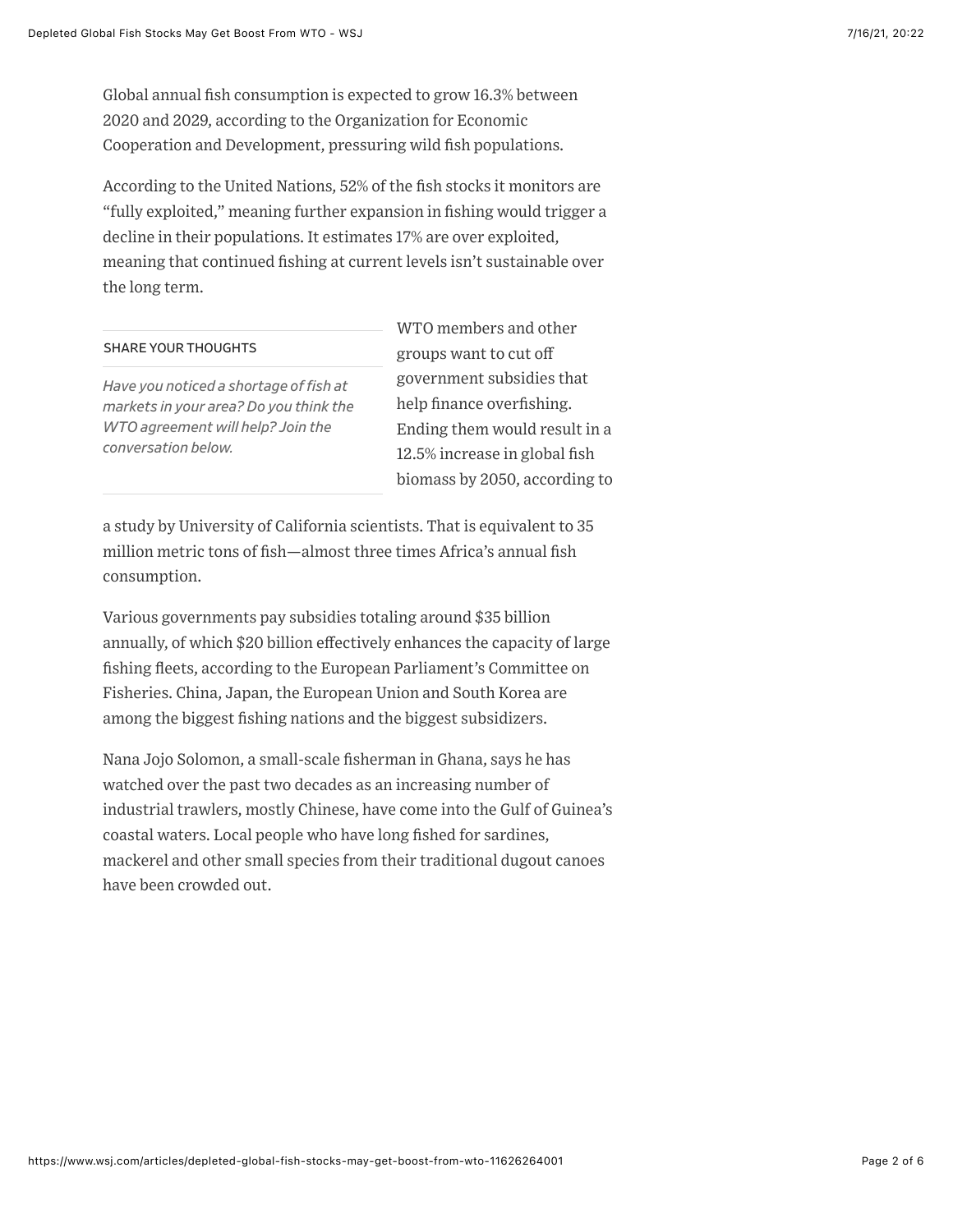Global annual fish consumption is expected to grow 16.3% between 2020 and 2029, according to the Organization for Economic Cooperation and Development, pressuring wild fish populations.

According to the United Nations, 52% of the fish stocks it monitors are "fully exploited," meaning further expansion in fishing would trigger a decline in their populations. It estimates 17% are over exploited, meaning that continued fishing at current levels isn't sustainable over the long term.

WTO members and other groups want to cut off government subsidies that help finance overfishing. Ending them would result in a 12.5% increase in global fish biomass by 2050, according to a study by University of California scientists. That is equivalent to 35 million metric tons of fish—almost three times Africa's annual fish consumption.

SHARE YOUR THOUGHTS

*Have you noticed a shortage of fish at markets in your area? Do you think the WTO agreement will help? Join the conversation below.*

Various governments pay subsidies totaling around $35 billion annually, of which $20 billion effectively enhances the capacity of large fishing fleets, according to the European Parliament's Committee on Fisheries. China, Japan, the European Union and South Korea are among the biggest fishing nations and the biggest subsidizers.

Nana Jojo Solomon, a small-scale fisherman in Ghana, says he has watched over the past two decades as an increasing number of industrial trawlers, mostly Chinese, have come into the Gulf of Guinea's coastal waters. Local people who have long fished for sardines, mackerel and other small species from their traditional dugout canoes have been crowded out.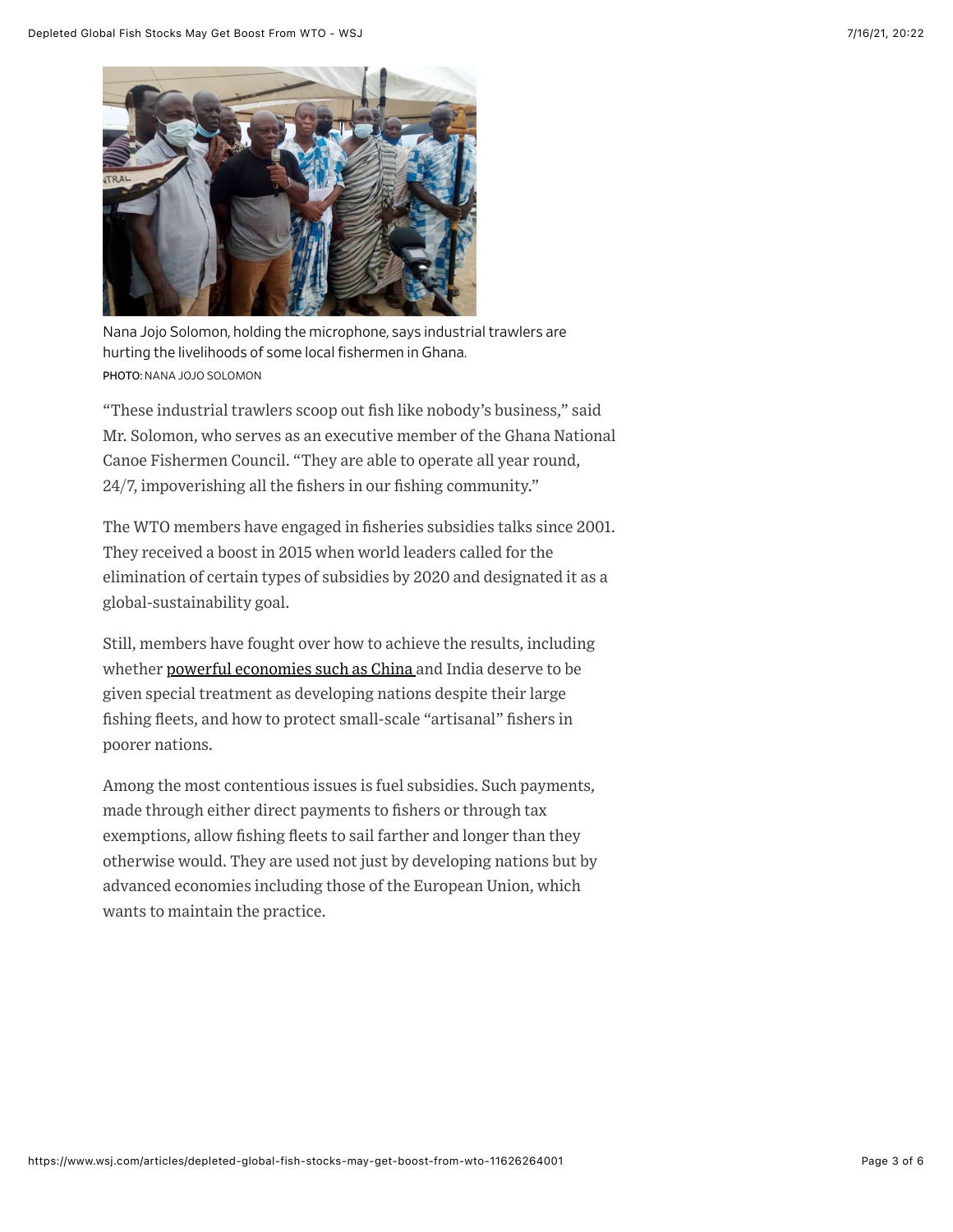Nana Jojo Solomon, holding the microphone, says industrial trawlers are hurting the livelihoods of some local fishermen in Ghana.
PHOTO: NANA JOJO SOLOMON

"These industrial trawlers scoop out fish like nobody's business," said Mr. Solomon, who serves as an executive member of the Ghana National Canoe Fishermen Council. "They are able to operate all year round, 24/7, impoverishing all the fishers in our fishing community."

The WTO members have engaged in fisheries subsidies talks since 2001. They received a boost in 2015 when world leaders called for the elimination of certain types of subsidies by 2020 and designated it as a global-sustainability goal.

Still, members have fought over how to achieve the results, including whether powerful economies such as China and India deserve to be given special treatment as developing nations despite their large fishing fleets, and how to protect small-scale "artisanal" fishers in poorer nations.

Among the most contentious issues is fuel subsidies. Such payments, made through either direct payments to fishers or through tax exemptions, allow fishing fleets to sail farther and longer than they otherwise would. They are used not just by developing nations but by advanced economies including those of the European Union, which wants to maintain the practice.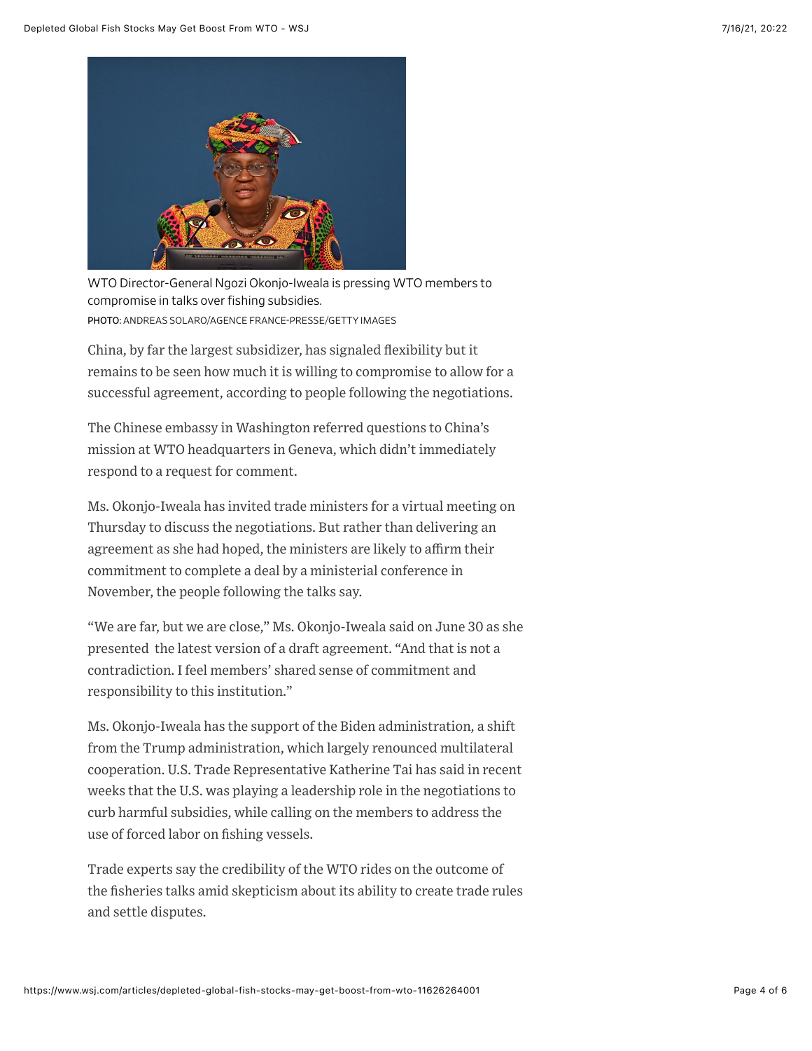WTO Director-General Ngozi Okonjo-Iweala is pressing WTO members to compromise in talks over fishing subsidies.
PHOTO: ANDREAS SOLARO/AGENCE FRANCE-PRESSE/GETTY IMAGES

China, by far the largest subsidizer, has signaled flexibility but it remains to be seen how much it is willing to compromise to allow for a successful agreement, according to people following the negotiations.

The Chinese embassy in Washington referred questions to China's mission at WTO headquarters in Geneva, which didn't immediately respond to a request for comment.

Ms. Okonjo-Iweala has invited trade ministers for a virtual meeting on Thursday to discuss the negotiations. But rather than delivering an agreement as she had hoped, the ministers are likely to affirm their commitment to complete a deal by a ministerial conference in November, the people following the talks say.

"We are far, but we are close," Ms. Okonjo-Iweala said on June 30 as she presented the latest version of a draft agreement. "And that is not a contradiction. I feel members' shared sense of commitment and responsibility to this institution."

Ms. Okonjo-Iweala has the support of the Biden administration, a shift from the Trump administration, which largely renounced multilateral cooperation. U.S. Trade Representative Katherine Tai has said in recent weeks that the U.S. was playing a leadership role in the negotiations to curb harmful subsidies, while calling on the members to address the use of forced labor on fishing vessels.

Trade experts say the credibility of the WTO rides on the outcome of the fisheries talks amid skepticism about its ability to create trade rules and settle disputes.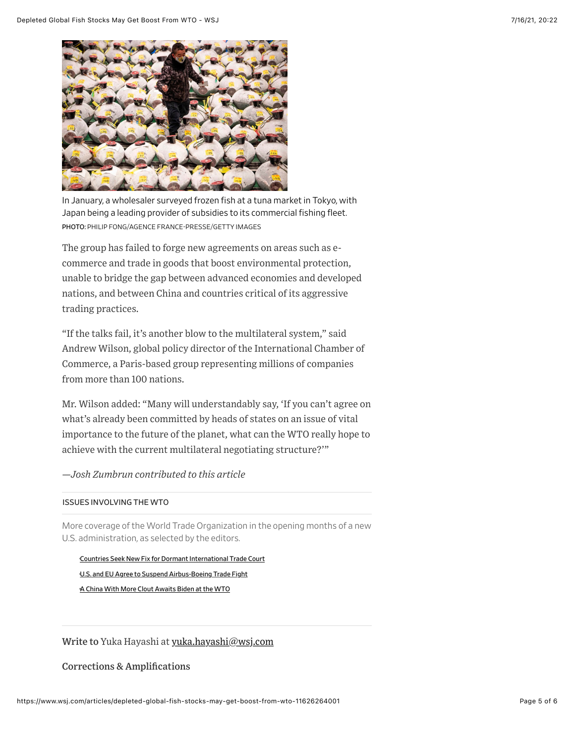In January, a wholesaler surveyed frozen fish at a tuna market in Tokyo, with Japan being a leading provider of subsidies to its commercial fishing fleet.
PHOTO: PHILIP FONG/AGENCE FRANCE-PRESSE/GETTY IMAGES

The group has failed to forge new agreements on areas such as e-commerce and trade in goods that boost environmental protection, unable to bridge the gap between advanced economies and developed nations, and between China and countries critical of its aggressive trading practices.

"If the talks fail, it's another blow to the multilateral system," said Andrew Wilson, global policy director of the International Chamber of Commerce, a Paris-based group representing millions of companies from more than 100 nations.

Mr. Wilson added: "Many will understandably say, 'If you can't agree on what's already been committed by heads of states on an issue of vital importance to the future of the planet, what can the WTO really hope to achieve with the current multilateral negotiating structure?'"

*—Josh Zumbrun contributed to this article*

---

ISSUES INVOLVING THE WTO

More coverage of the World Trade Organization in the opening months of a new U.S. administration, as selected by the editors.

- Countries Seek New Fix for Dormant International Trade Court
- U.S. and EU Agree to Suspend Airbus-Boeing Trade Fight
- A China With More Clout Awaits Biden at the WTO

---

**Write to** Yuka Hayashi at yuka.hayashi@wsj.com

**Corrections & Amplifications**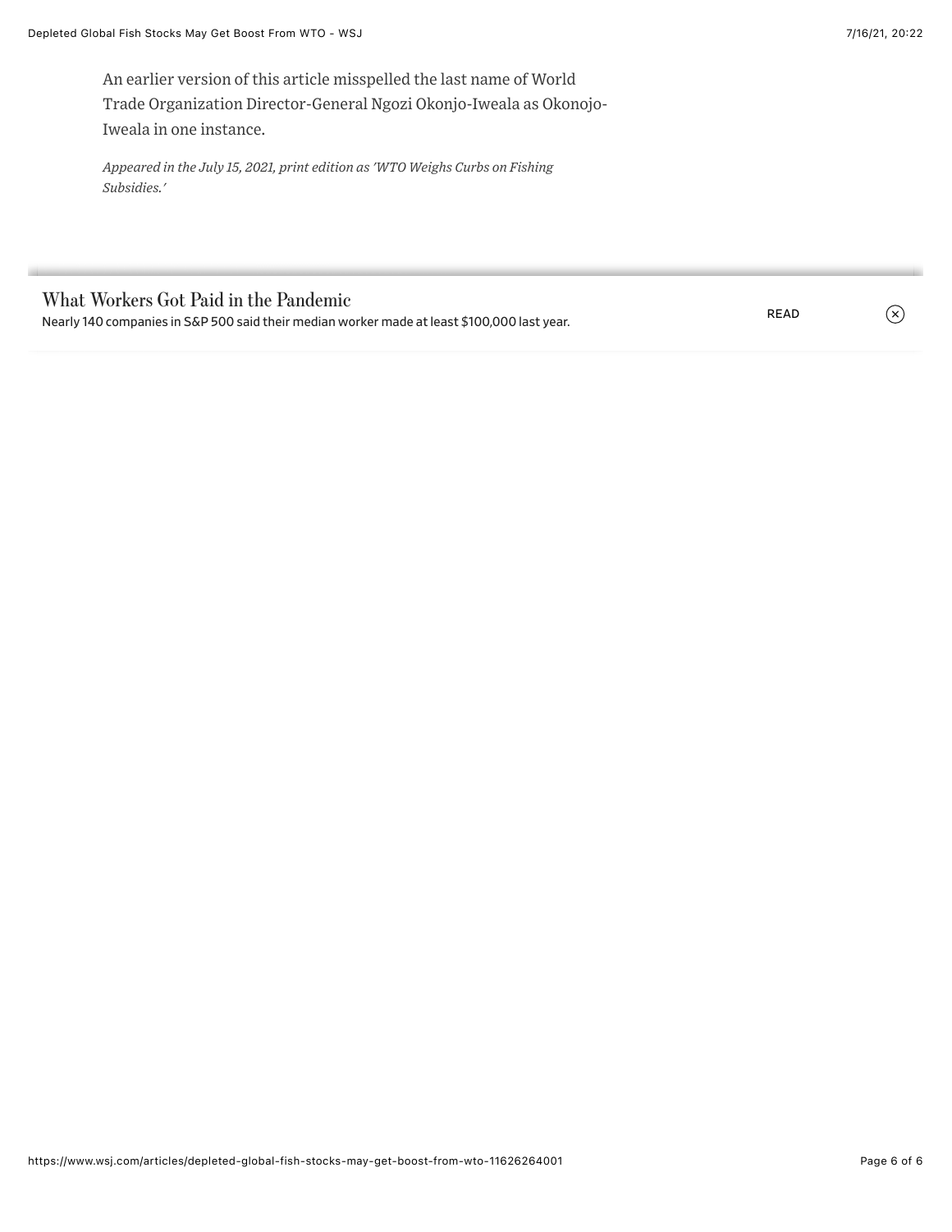An earlier version of this article misspelled the last name of World Trade Organization Director-General Ngozi Okonjo-Iweala as Okonojo-Iweala in one instance.

*Appeared in the July 15, 2021, print edition as 'WTO Weighs Curbs on Fishing Subsidies.'*

What Workers Got Paid in the Pandemic

Nearly 140 companies in S&P 500 said their median worker made at least $100,000 last year.

READ